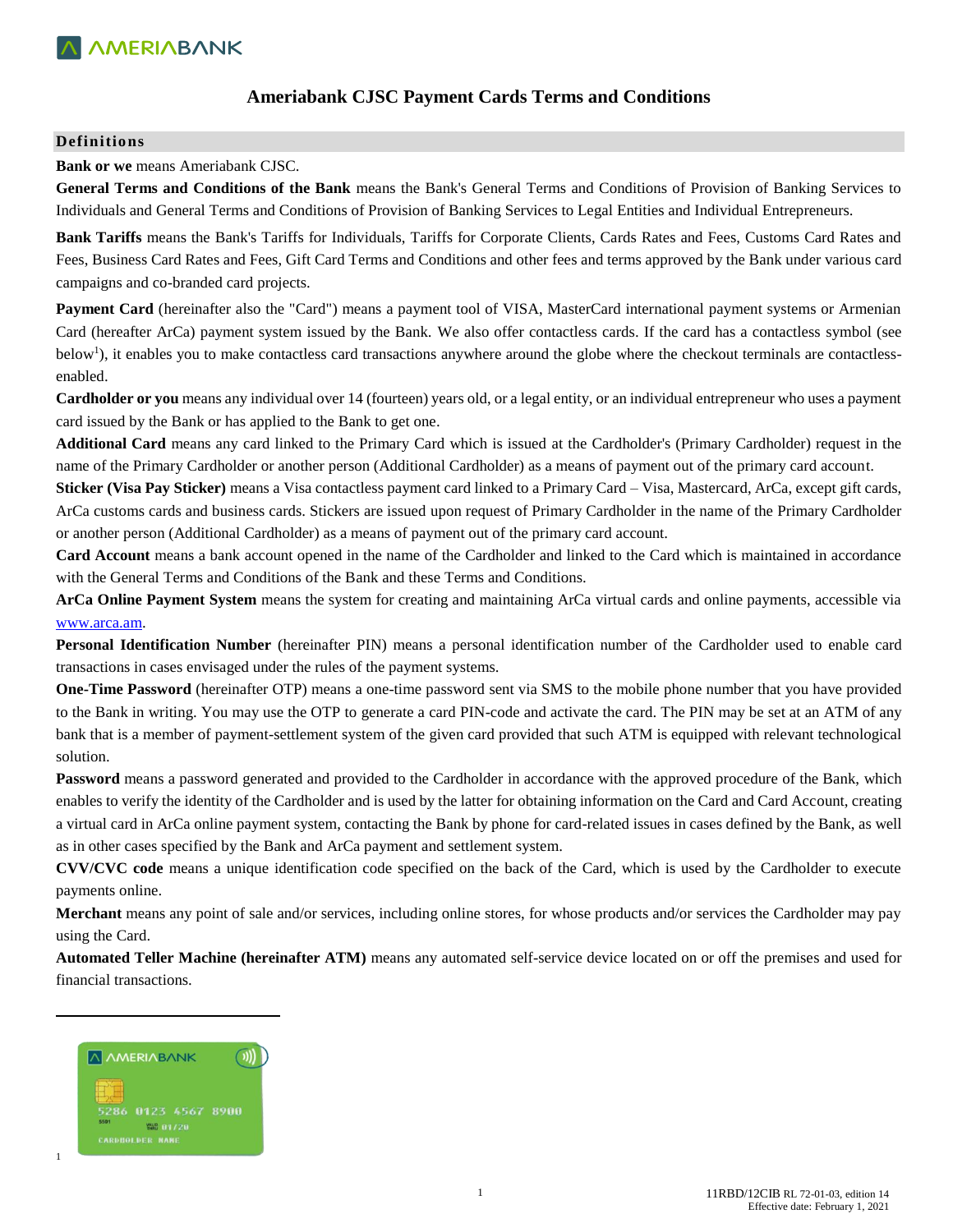# Ameriabank CJSC Payment Cards Terms and Conditions

## Definitions

**Bank or we** means Ameriabank CJSC.

**General Terms and Conditions of the Bank** means the Bank's General Terms and Conditions of Provision of Banking Services to Individuals and General Terms and Conditions of Provision of Banking Services to Legal Entities and Individual Entrepreneurs.

**Bank Tariffs** means the Bank's Tariffs for Individuals, Tariffs for Corporate Clients, Cards Rates and Fees, Customs Card Rates and Fees, Business Card Rates and Fees, Gift Card Terms and Conditions and other fees and terms approved by the Bank under various card campaigns and co-branded card projects.

**Payment Card** (hereinafter also the "Card") means a payment tool of VISA, MasterCard international payment systems or Armenian Card (hereafter ArCa) payment system issued by the Bank. We also offer contactless cards. If the card has a contactless symbol (see below[1]), it enables you to make contactless card transactions anywhere around the globe where the checkout terminals are contactless-enabled.

**Cardholder or you** means any individual over 14 (fourteen) years old, or a legal entity, or an individual entrepreneur who uses a payment card issued by the Bank or has applied to the Bank to get one.

**Additional Card** means any card linked to the Primary Card which is issued at the Cardholder's (Primary Cardholder) request in the name of the Primary Cardholder or another person (Additional Cardholder) as a means of payment out of the primary card account.

**Sticker (Visa Pay Sticker)** means a Visa contactless payment card linked to a Primary Card – Visa, Mastercard, ArCa, except gift cards, ArCa customs cards and business cards. Stickers are issued upon request of Primary Cardholder in the name of the Primary Cardholder or another person (Additional Cardholder) as a means of payment out of the primary card account.

**Card Account** means a bank account opened in the name of the Cardholder and linked to the Card which is maintained in accordance with the General Terms and Conditions of the Bank and these Terms and Conditions.

**ArCa Online Payment System** means the system for creating and maintaining ArCa virtual cards and online payments, accessible via [www.arca.am](http://www.arca.am).

**Personal Identification Number** (hereinafter PIN) means a personal identification number of the Cardholder used to enable card transactions in cases envisaged under the rules of the payment systems.

**One-Time Password** (hereinafter OTP) means a one-time password sent via SMS to the mobile phone number that you have provided to the Bank in writing. You may use the OTP to generate a card PIN-code and activate the card. The PIN may be set at an ATM of any bank that is a member of payment-settlement system of the given card provided that such ATM is equipped with relevant technological solution.

**Password** means a password generated and provided to the Cardholder in accordance with the approved procedure of the Bank, which enables to verify the identity of the Cardholder and is used by the latter for obtaining information on the Card and Card Account, creating a virtual card in ArCa online payment system, contacting the Bank by phone for card-related issues in cases defined by the Bank, as well as in other cases specified by the Bank and ArCa payment and settlement system.

**CVV/CVC code** means a unique identification code specified on the back of the Card, which is used by the Cardholder to execute payments online.

**Merchant** means any point of sale and/or services, including online stores, for whose products and/or services the Cardholder may pay using the Card.

**Automated Teller Machine (hereinafter ATM)** means any automated self-service device located on or off the premises and used for financial transactions.

---

[1]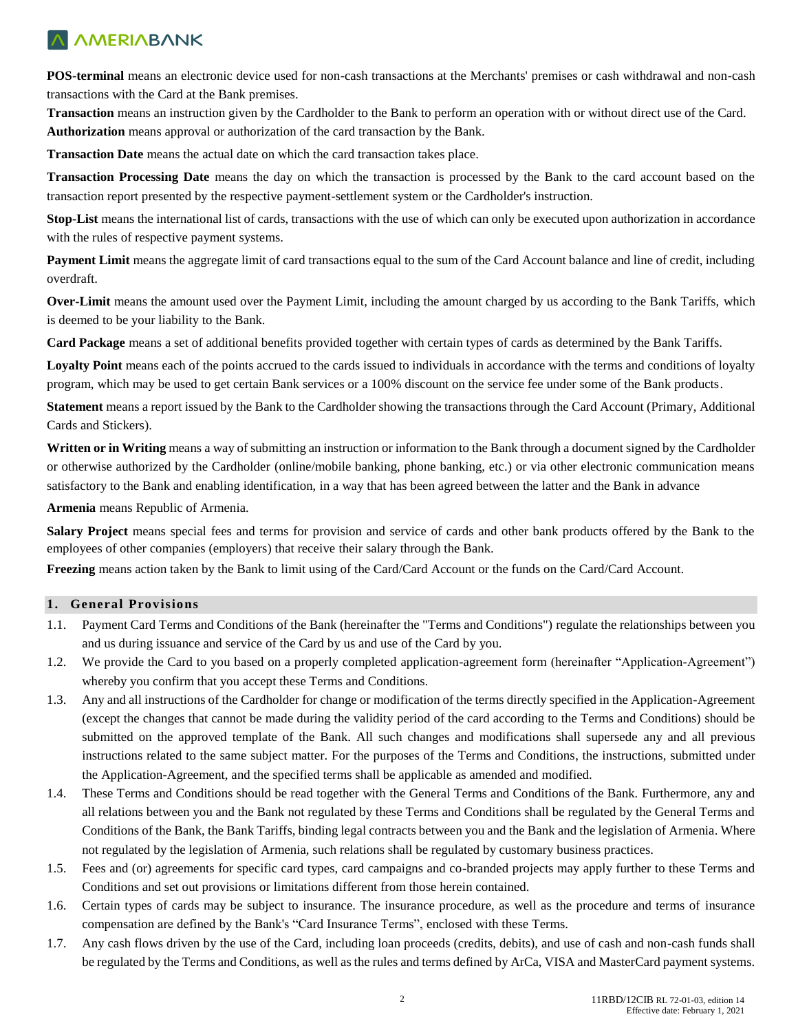**POS-terminal** means an electronic device used for non-cash transactions at the Merchants' premises or cash withdrawal and non-cash transactions with the Card at the Bank premises.

**Transaction** means an instruction given by the Cardholder to the Bank to perform an operation with or without direct use of the Card.

**Authorization** means approval or authorization of the card transaction by the Bank.

**Transaction Date** means the actual date on which the card transaction takes place.

**Transaction Processing Date** means the day on which the transaction is processed by the Bank to the card account based on the transaction report presented by the respective payment-settlement system or the Cardholder's instruction.

**Stop-List** means the international list of cards, transactions with the use of which can only be executed upon authorization in accordance with the rules of respective payment systems.

**Payment Limit** means the aggregate limit of card transactions equal to the sum of the Card Account balance and line of credit, including overdraft.

**Over-Limit** means the amount used over the Payment Limit, including the amount charged by us according to the Bank Tariffs, which is deemed to be your liability to the Bank.

**Card Package** means a set of additional benefits provided together with certain types of cards as determined by the Bank Tariffs.

**Loyalty Point** means each of the points accrued to the cards issued to individuals in accordance with the terms and conditions of loyalty program, which may be used to get certain Bank services or a 100% discount on the service fee under some of the Bank products.

**Statement** means a report issued by the Bank to the Cardholder showing the transactions through the Card Account (Primary, Additional Cards and Stickers).

**Written or in Writing** means a way of submitting an instruction or information to the Bank through a document signed by the Cardholder or otherwise authorized by the Cardholder (online/mobile banking, phone banking, etc.) or via other electronic communication means satisfactory to the Bank and enabling identification, in a way that has been agreed between the latter and the Bank in advance

**Armenia** means Republic of Armenia.

**Salary Project** means special fees and terms for provision and service of cards and other bank products offered by the Bank to the employees of other companies (employers) that receive their salary through the Bank.

**Freezing** means action taken by the Bank to limit using of the Card/Card Account or the funds on the Card/Card Account.

## 1. General Provisions

1.1. Payment Card Terms and Conditions of the Bank (hereinafter the "Terms and Conditions") regulate the relationships between you and us during issuance and service of the Card by us and use of the Card by you.

1.2. We provide the Card to you based on a properly completed application-agreement form (hereinafter "Application-Agreement") whereby you confirm that you accept these Terms and Conditions.

1.3. Any and all instructions of the Cardholder for change or modification of the terms directly specified in the Application-Agreement (except the changes that cannot be made during the validity period of the card according to the Terms and Conditions) should be submitted on the approved template of the Bank. All such changes and modifications shall supersede any and all previous instructions related to the same subject matter. For the purposes of the Terms and Conditions, the instructions, submitted under the Application-Agreement, and the specified terms shall be applicable as amended and modified.

1.4. These Terms and Conditions should be read together with the General Terms and Conditions of the Bank. Furthermore, any and all relations between you and the Bank not regulated by these Terms and Conditions shall be regulated by the General Terms and Conditions of the Bank, the Bank Tariffs, binding legal contracts between you and the Bank and the legislation of Armenia. Where not regulated by the legislation of Armenia, such relations shall be regulated by customary business practices.

1.5. Fees and (or) agreements for specific card types, card campaigns and co-branded projects may apply further to these Terms and Conditions and set out provisions or limitations different from those herein contained.

1.6. Certain types of cards may be subject to insurance. The insurance procedure, as well as the procedure and terms of insurance compensation are defined by the Bank's "Card Insurance Terms", enclosed with these Terms.

1.7. Any cash flows driven by the use of the Card, including loan proceeds (credits, debits), and use of cash and non-cash funds shall be regulated by the Terms and Conditions, as well as the rules and terms defined by ArCa, VISA and MasterCard payment systems.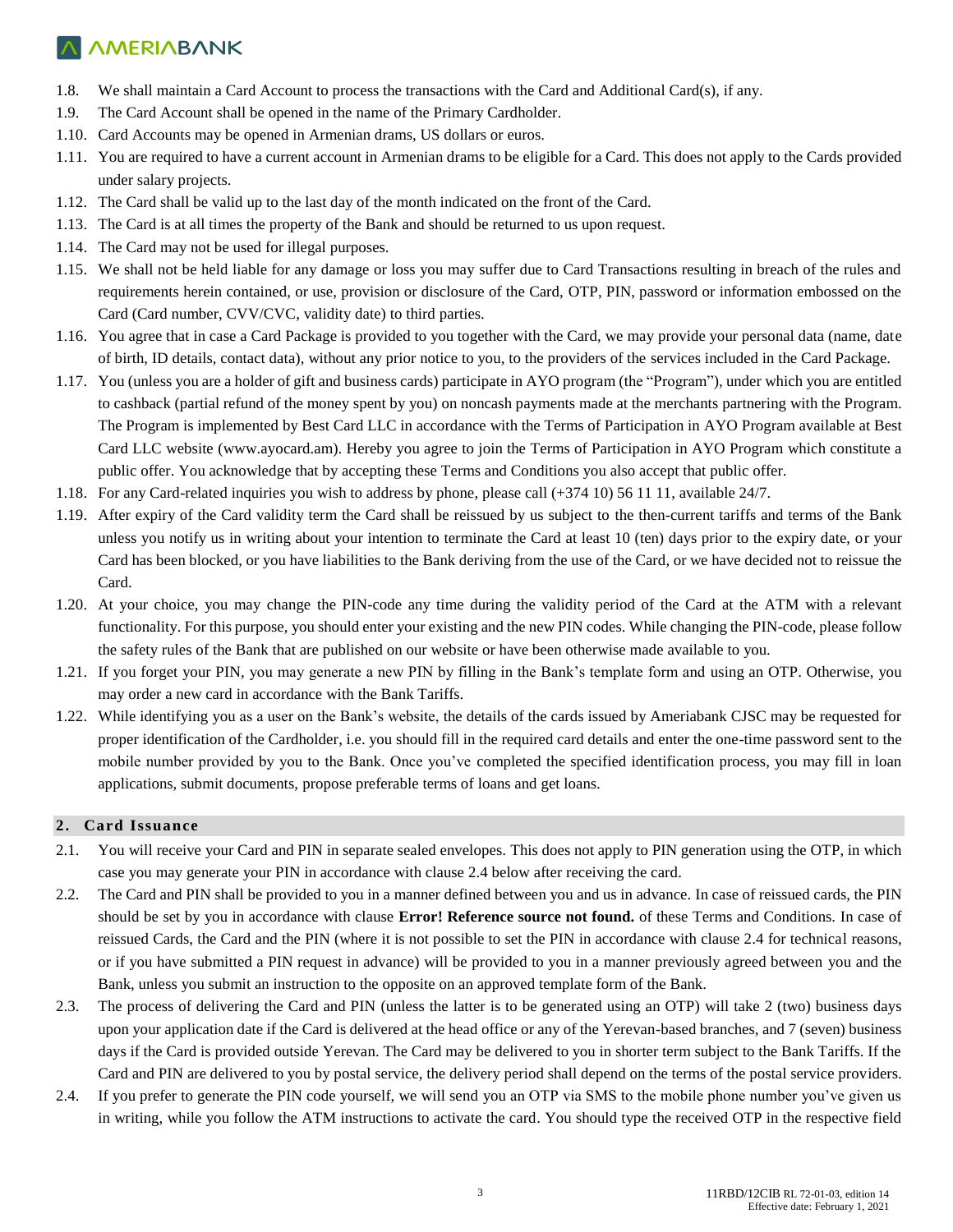1.8. We shall maintain a Card Account to process the transactions with the Card and Additional Card(s), if any.

1.9. The Card Account shall be opened in the name of the Primary Cardholder.

1.10. Card Accounts may be opened in Armenian drams, US dollars or euros.

1.11. You are required to have a current account in Armenian drams to be eligible for a Card. This does not apply to the Cards provided under salary projects.

1.12. The Card shall be valid up to the last day of the month indicated on the front of the Card.

1.13. The Card is at all times the property of the Bank and should be returned to us upon request.

1.14. The Card may not be used for illegal purposes.

1.15. We shall not be held liable for any damage or loss you may suffer due to Card Transactions resulting in breach of the rules and requirements herein contained, or use, provision or disclosure of the Card, OTP, PIN, password or information embossed on the Card (Card number, CVV/CVC, validity date) to third parties.

1.16. You agree that in case a Card Package is provided to you together with the Card, we may provide your personal data (name, date of birth, ID details, contact data), without any prior notice to you, to the providers of the services included in the Card Package.

1.17. You (unless you are a holder of gift and business cards) participate in AYO program (the "Program"), under which you are entitled to cashback (partial refund of the money spent by you) on noncash payments made at the merchants partnering with the Program. The Program is implemented by Best Card LLC in accordance with the Terms of Participation in AYO Program available at Best Card LLC website (www.ayocard.am). Hereby you agree to join the Terms of Participation in AYO Program which constitute a public offer. You acknowledge that by accepting these Terms and Conditions you also accept that public offer.

1.18. For any Card-related inquiries you wish to address by phone, please call (+374 10) 56 11 11, available 24/7.

1.19. After expiry of the Card validity term the Card shall be reissued by us subject to the then-current tariffs and terms of the Bank unless you notify us in writing about your intention to terminate the Card at least 10 (ten) days prior to the expiry date, or your Card has been blocked, or you have liabilities to the Bank deriving from the use of the Card, or we have decided not to reissue the Card.

1.20. At your choice, you may change the PIN-code any time during the validity period of the Card at the ATM with a relevant functionality. For this purpose, you should enter your existing and the new PIN codes. While changing the PIN-code, please follow the safety rules of the Bank that are published on our website or have been otherwise made available to you.

1.21. If you forget your PIN, you may generate a new PIN by filling in the Bank's template form and using an OTP. Otherwise, you may order a new card in accordance with the Bank Tariffs.

1.22. While identifying you as a user on the Bank's website, the details of the cards issued by Ameriabank CJSC may be requested for proper identification of the Cardholder, i.e. you should fill in the required card details and enter the one-time password sent to the mobile number provided by you to the Bank. Once you've completed the specified identification process, you may fill in loan applications, submit documents, propose preferable terms of loans and get loans.

## 2. Card Issuance

2.1. You will receive your Card and PIN in separate sealed envelopes. This does not apply to PIN generation using the OTP, in which case you may generate your PIN in accordance with clause 2.4 below after receiving the card.

2.2. The Card and PIN shall be provided to you in a manner defined between you and us in advance. In case of reissued cards, the PIN should be set by you in accordance with clause **Error! Reference source not found.** of these Terms and Conditions. In case of reissued Cards, the Card and the PIN (where it is not possible to set the PIN in accordance with clause 2.4 for technical reasons, or if you have submitted a PIN request in advance) will be provided to you in a manner previously agreed between you and the Bank, unless you submit an instruction to the opposite on an approved template form of the Bank.

2.3. The process of delivering the Card and PIN (unless the latter is to be generated using an OTP) will take 2 (two) business days upon your application date if the Card is delivered at the head office or any of the Yerevan-based branches, and 7 (seven) business days if the Card is provided outside Yerevan. The Card may be delivered to you in shorter term subject to the Bank Tariffs. If the Card and PIN are delivered to you by postal service, the delivery period shall depend on the terms of the postal service providers.

2.4. If you prefer to generate the PIN code yourself, we will send you an OTP via SMS to the mobile phone number you've given us in writing, while you follow the ATM instructions to activate the card. You should type the received OTP in the respective field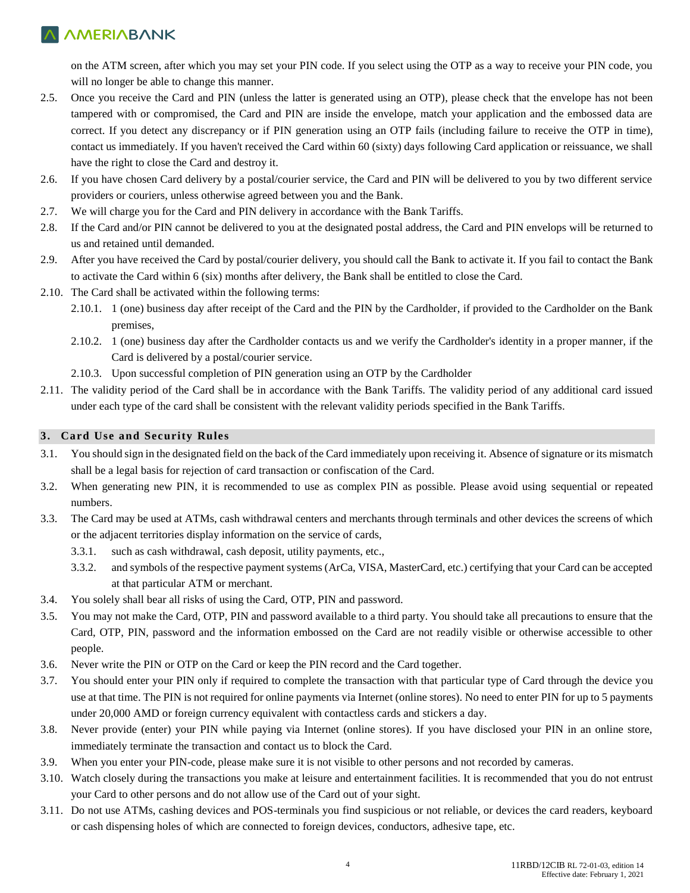on the ATM screen, after which you may set your PIN code. If you select using the OTP as a way to receive your PIN code, you will no longer be able to change this manner.

2.5. Once you receive the Card and PIN (unless the latter is generated using an OTP), please check that the envelope has not been tampered with or compromised, the Card and PIN are inside the envelope, match your application and the embossed data are correct. If you detect any discrepancy or if PIN generation using an OTP fails (including failure to receive the OTP in time), contact us immediately. If you haven't received the Card within 60 (sixty) days following Card application or reissuance, we shall have the right to close the Card and destroy it.

2.6. If you have chosen Card delivery by a postal/courier service, the Card and PIN will be delivered to you by two different service providers or couriers, unless otherwise agreed between you and the Bank.

2.7. We will charge you for the Card and PIN delivery in accordance with the Bank Tariffs.

2.8. If the Card and/or PIN cannot be delivered to you at the designated postal address, the Card and PIN envelops will be returned to us and retained until demanded.

2.9. After you have received the Card by postal/courier delivery, you should call the Bank to activate it. If you fail to contact the Bank to activate the Card within 6 (six) months after delivery, the Bank shall be entitled to close the Card.

2.10. The Card shall be activated within the following terms:

- 2.10.1. 1 (one) business day after receipt of the Card and the PIN by the Cardholder, if provided to the Cardholder on the Bank premises,
- 2.10.2. 1 (one) business day after the Cardholder contacts us and we verify the Cardholder's identity in a proper manner, if the Card is delivered by a postal/courier service.
- 2.10.3. Upon successful completion of PIN generation using an OTP by the Cardholder

2.11. The validity period of the Card shall be in accordance with the Bank Tariffs. The validity period of any additional card issued under each type of the card shall be consistent with the relevant validity periods specified in the Bank Tariffs.

## 3. Card Use and Security Rules

3.1. You should sign in the designated field on the back of the Card immediately upon receiving it. Absence of signature or its mismatch shall be a legal basis for rejection of card transaction or confiscation of the Card.

3.2. When generating new PIN, it is recommended to use as complex PIN as possible. Please avoid using sequential or repeated numbers.

3.3. The Card may be used at ATMs, cash withdrawal centers and merchants through terminals and other devices the screens of which or the adjacent territories display information on the service of cards,

- 3.3.1. such as cash withdrawal, cash deposit, utility payments, etc.,
- 3.3.2. and symbols of the respective payment systems (ArCa, VISA, MasterCard, etc.) certifying that your Card can be accepted at that particular ATM or merchant.

3.4. You solely shall bear all risks of using the Card, OTP, PIN and password.

3.5. You may not make the Card, OTP, PIN and password available to a third party. You should take all precautions to ensure that the Card, OTP, PIN, password and the information embossed on the Card are not readily visible or otherwise accessible to other people.

3.6. Never write the PIN or OTP on the Card or keep the PIN record and the Card together.

3.7. You should enter your PIN only if required to complete the transaction with that particular type of Card through the device you use at that time. The PIN is not required for online payments via Internet (online stores). No need to enter PIN for up to 5 payments under 20,000 AMD or foreign currency equivalent with contactless cards and stickers a day.

3.8. Never provide (enter) your PIN while paying via Internet (online stores). If you have disclosed your PIN in an online store, immediately terminate the transaction and contact us to block the Card.

3.9. When you enter your PIN-code, please make sure it is not visible to other persons and not recorded by cameras.

3.10. Watch closely during the transactions you make at leisure and entertainment facilities. It is recommended that you do not entrust your Card to other persons and do not allow use of the Card out of your sight.

3.11. Do not use ATMs, cashing devices and POS-terminals you find suspicious or not reliable, or devices the card readers, keyboard or cash dispensing holes of which are connected to foreign devices, conductors, adhesive tape, etc.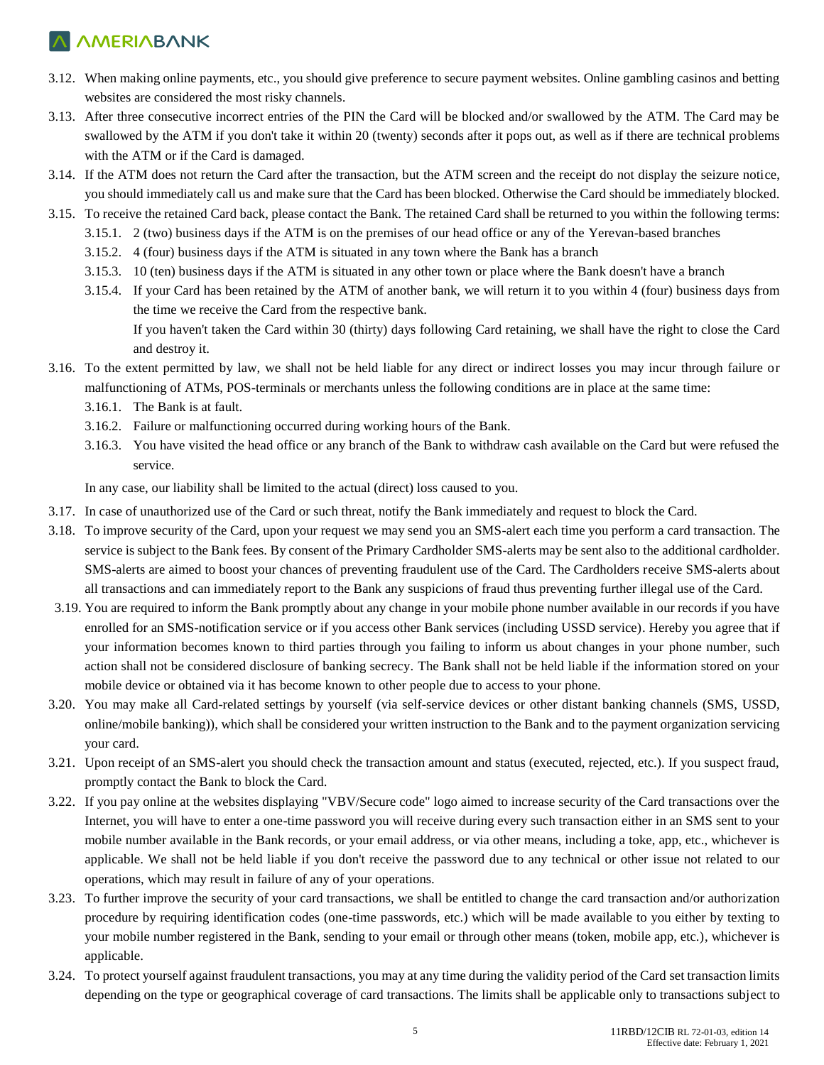3.12. When making online payments, etc., you should give preference to secure payment websites. Online gambling casinos and betting websites are considered the most risky channels.

3.13. After three consecutive incorrect entries of the PIN the Card will be blocked and/or swallowed by the ATM. The Card may be swallowed by the ATM if you don't take it within 20 (twenty) seconds after it pops out, as well as if there are technical problems with the ATM or if the Card is damaged.

3.14. If the ATM does not return the Card after the transaction, but the ATM screen and the receipt do not display the seizure notice, you should immediately call us and make sure that the Card has been blocked. Otherwise the Card should be immediately blocked.

3.15. To receive the retained Card back, please contact the Bank. The retained Card shall be returned to you within the following terms:

- 3.15.1. 2 (two) business days if the ATM is on the premises of our head office or any of the Yerevan-based branches
- 3.15.2. 4 (four) business days if the ATM is situated in any town where the Bank has a branch
- 3.15.3. 10 (ten) business days if the ATM is situated in any other town or place where the Bank doesn't have a branch
- 3.15.4. If your Card has been retained by the ATM of another bank, we will return it to you within 4 (four) business days from the time we receive the Card from the respective bank.

  If you haven't taken the Card within 30 (thirty) days following Card retaining, we shall have the right to close the Card and destroy it.

3.16. To the extent permitted by law, we shall not be held liable for any direct or indirect losses you may incur through failure or malfunctioning of ATMs, POS-terminals or merchants unless the following conditions are in place at the same time:

- 3.16.1. The Bank is at fault.
- 3.16.2. Failure or malfunctioning occurred during working hours of the Bank.
- 3.16.3. You have visited the head office or any branch of the Bank to withdraw cash available on the Card but were refused the service.

In any case, our liability shall be limited to the actual (direct) loss caused to you.

3.17. In case of unauthorized use of the Card or such threat, notify the Bank immediately and request to block the Card.

3.18. To improve security of the Card, upon your request we may send you an SMS-alert each time you perform a card transaction. The service is subject to the Bank fees. By consent of the Primary Cardholder SMS-alerts may be sent also to the additional cardholder. SMS-alerts are aimed to boost your chances of preventing fraudulent use of the Card. The Cardholders receive SMS-alerts about all transactions and can immediately report to the Bank any suspicions of fraud thus preventing further illegal use of the Card.

3.19. You are required to inform the Bank promptly about any change in your mobile phone number available in our records if you have enrolled for an SMS-notification service or if you access other Bank services (including USSD service). Hereby you agree that if your information becomes known to third parties through you failing to inform us about changes in your phone number, such action shall not be considered disclosure of banking secrecy. The Bank shall not be held liable if the information stored on your mobile device or obtained via it has become known to other people due to access to your phone.

3.20. You may make all Card-related settings by yourself (via self-service devices or other distant banking channels (SMS, USSD, online/mobile banking)), which shall be considered your written instruction to the Bank and to the payment organization servicing your card.

3.21. Upon receipt of an SMS-alert you should check the transaction amount and status (executed, rejected, etc.). If you suspect fraud, promptly contact the Bank to block the Card.

3.22. If you pay online at the websites displaying "VBV/Secure code" logo aimed to increase security of the Card transactions over the Internet, you will have to enter a one-time password you will receive during every such transaction either in an SMS sent to your mobile number available in the Bank records, or your email address, or via other means, including a toke, app, etc., whichever is applicable. We shall not be held liable if you don't receive the password due to any technical or other issue not related to our operations, which may result in failure of any of your operations.

3.23. To further improve the security of your card transactions, we shall be entitled to change the card transaction and/or authorization procedure by requiring identification codes (one-time passwords, etc.) which will be made available to you either by texting to your mobile number registered in the Bank, sending to your email or through other means (token, mobile app, etc.), whichever is applicable.

3.24. To protect yourself against fraudulent transactions, you may at any time during the validity period of the Card set transaction limits depending on the type or geographical coverage of card transactions. The limits shall be applicable only to transactions subject to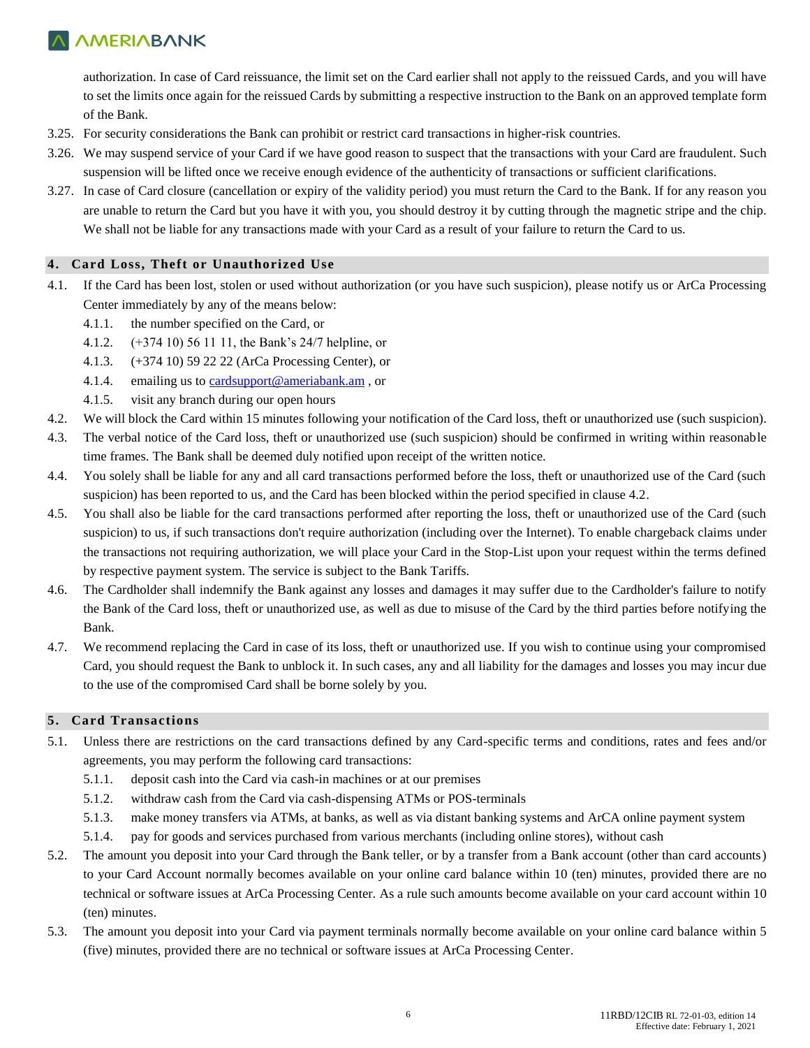authorization. In case of Card reissuance, the limit set on the Card earlier shall not apply to the reissued Cards, and you will have to set the limits once again for the reissued Cards by submitting a respective instruction to the Bank on an approved template form of the Bank.

3.25. For security considerations the Bank can prohibit or restrict card transactions in higher-risk countries.

3.26. We may suspend service of your Card if we have good reason to suspect that the transactions with your Card are fraudulent. Such suspension will be lifted once we receive enough evidence of the authenticity of transactions or sufficient clarifications.

3.27. In case of Card closure (cancellation or expiry of the validity period) you must return the Card to the Bank. If for any reason you are unable to return the Card but you have it with you, you should destroy it by cutting through the magnetic stripe and the chip. We shall not be liable for any transactions made with your Card as a result of your failure to return the Card to us.

## 4. Card Loss, Theft or Unauthorized Use

4.1. If the Card has been lost, stolen or used without authorization (or you have such suspicion), please notify us or ArCa Processing Center immediately by any of the means below:

- 4.1.1. the number specified on the Card, or
- 4.1.2. (+374 10) 56 11 11, the Bank's 24/7 helpline, or
- 4.1.3. (+374 10) 59 22 22 (ArCa Processing Center), or
- 4.1.4. emailing us to cardsupport@ameriabank.am , or
- 4.1.5. visit any branch during our open hours

4.2. We will block the Card within 15 minutes following your notification of the Card loss, theft or unauthorized use (such suspicion).

4.3. The verbal notice of the Card loss, theft or unauthorized use (such suspicion) should be confirmed in writing within reasonable time frames. The Bank shall be deemed duly notified upon receipt of the written notice.

4.4. You solely shall be liable for any and all card transactions performed before the loss, theft or unauthorized use of the Card (such suspicion) has been reported to us, and the Card has been blocked within the period specified in clause 4.2.

4.5. You shall also be liable for the card transactions performed after reporting the loss, theft or unauthorized use of the Card (such suspicion) to us, if such transactions don't require authorization (including over the Internet). To enable chargeback claims under the transactions not requiring authorization, we will place your Card in the Stop-List upon your request within the terms defined by respective payment system. The service is subject to the Bank Tariffs.

4.6. The Cardholder shall indemnify the Bank against any losses and damages it may suffer due to the Cardholder's failure to notify the Bank of the Card loss, theft or unauthorized use, as well as due to misuse of the Card by the third parties before notifying the Bank.

4.7. We recommend replacing the Card in case of its loss, theft or unauthorized use. If you wish to continue using your compromised Card, you should request the Bank to unblock it. In such cases, any and all liability for the damages and losses you may incur due to the use of the compromised Card shall be borne solely by you.

## 5. Card Transactions

5.1. Unless there are restrictions on the card transactions defined by any Card-specific terms and conditions, rates and fees and/or agreements, you may perform the following card transactions:

- 5.1.1. deposit cash into the Card via cash-in machines or at our premises
- 5.1.2. withdraw cash from the Card via cash-dispensing ATMs or POS-terminals
- 5.1.3. make money transfers via ATMs, at banks, as well as via distant banking systems and ArCA online payment system
- 5.1.4. pay for goods and services purchased from various merchants (including online stores), without cash

5.2. The amount you deposit into your Card through the Bank teller, or by a transfer from a Bank account (other than card accounts) to your Card Account normally becomes available on your online card balance within 10 (ten) minutes, provided there are no technical or software issues at ArCa Processing Center. As a rule such amounts become available on your card account within 10 (ten) minutes.

5.3. The amount you deposit into your Card via payment terminals normally become available on your online card balance within 5 (five) minutes, provided there are no technical or software issues at ArCa Processing Center.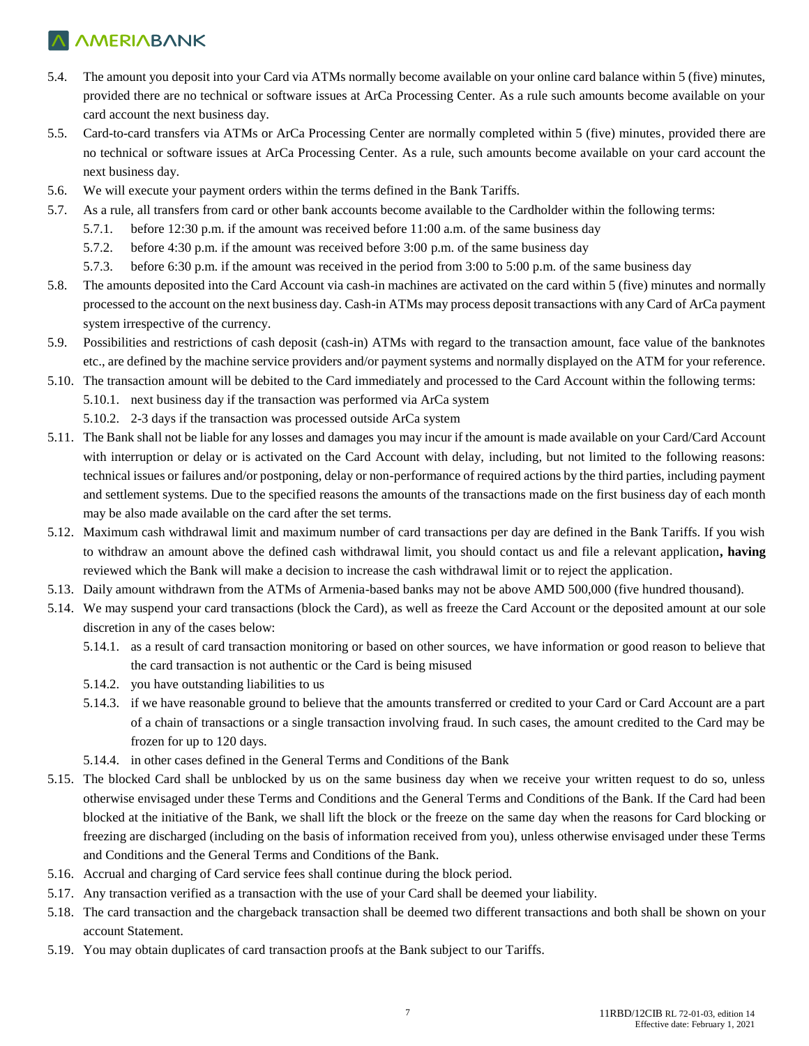5.4. The amount you deposit into your Card via ATMs normally become available on your online card balance within 5 (five) minutes, provided there are no technical or software issues at ArCa Processing Center. As a rule such amounts become available on your card account the next business day.

5.5. Card-to-card transfers via ATMs or ArCa Processing Center are normally completed within 5 (five) minutes, provided there are no technical or software issues at ArCa Processing Center. As a rule, such amounts become available on your card account the next business day.

5.6. We will execute your payment orders within the terms defined in the Bank Tariffs.

5.7. As a rule, all transfers from card or other bank accounts become available to the Cardholder within the following terms:

- 5.7.1. before 12:30 p.m. if the amount was received before 11:00 a.m. of the same business day
- 5.7.2. before 4:30 p.m. if the amount was received before 3:00 p.m. of the same business day
- 5.7.3. before 6:30 p.m. if the amount was received in the period from 3:00 to 5:00 p.m. of the same business day

5.8. The amounts deposited into the Card Account via cash-in machines are activated on the card within 5 (five) minutes and normally processed to the account on the next business day. Cash-in ATMs may process deposit transactions with any Card of ArCa payment system irrespective of the currency.

5.9. Possibilities and restrictions of cash deposit (cash-in) ATMs with regard to the transaction amount, face value of the banknotes etc., are defined by the machine service providers and/or payment systems and normally displayed on the ATM for your reference.

5.10. The transaction amount will be debited to the Card immediately and processed to the Card Account within the following terms:

- 5.10.1. next business day if the transaction was performed via ArCa system
- 5.10.2. 2-3 days if the transaction was processed outside ArCa system

5.11. The Bank shall not be liable for any losses and damages you may incur if the amount is made available on your Card/Card Account with interruption or delay or is activated on the Card Account with delay, including, but not limited to the following reasons: technical issues or failures and/or postponing, delay or non-performance of required actions by the third parties, including payment and settlement systems. Due to the specified reasons the amounts of the transactions made on the first business day of each month may be also made available on the card after the set terms.

5.12. Maximum cash withdrawal limit and maximum number of card transactions per day are defined in the Bank Tariffs. If you wish to withdraw an amount above the defined cash withdrawal limit, you should contact us and file a relevant application**, having** reviewed which the Bank will make a decision to increase the cash withdrawal limit or to reject the application.

5.13. Daily amount withdrawn from the ATMs of Armenia-based banks may not be above AMD 500,000 (five hundred thousand).

5.14. We may suspend your card transactions (block the Card), as well as freeze the Card Account or the deposited amount at our sole discretion in any of the cases below:

- 5.14.1. as a result of card transaction monitoring or based on other sources, we have information or good reason to believe that the card transaction is not authentic or the Card is being misused
- 5.14.2. you have outstanding liabilities to us
- 5.14.3. if we have reasonable ground to believe that the amounts transferred or credited to your Card or Card Account are a part of a chain of transactions or a single transaction involving fraud. In such cases, the amount credited to the Card may be frozen for up to 120 days.
- 5.14.4. in other cases defined in the General Terms and Conditions of the Bank

5.15. The blocked Card shall be unblocked by us on the same business day when we receive your written request to do so, unless otherwise envisaged under these Terms and Conditions and the General Terms and Conditions of the Bank. If the Card had been blocked at the initiative of the Bank, we shall lift the block or the freeze on the same day when the reasons for Card blocking or freezing are discharged (including on the basis of information received from you), unless otherwise envisaged under these Terms and Conditions and the General Terms and Conditions of the Bank.

5.16. Accrual and charging of Card service fees shall continue during the block period.

5.17. Any transaction verified as a transaction with the use of your Card shall be deemed your liability.

5.18. The card transaction and the chargeback transaction shall be deemed two different transactions and both shall be shown on your account Statement.

5.19. You may obtain duplicates of card transaction proofs at the Bank subject to our Tariffs.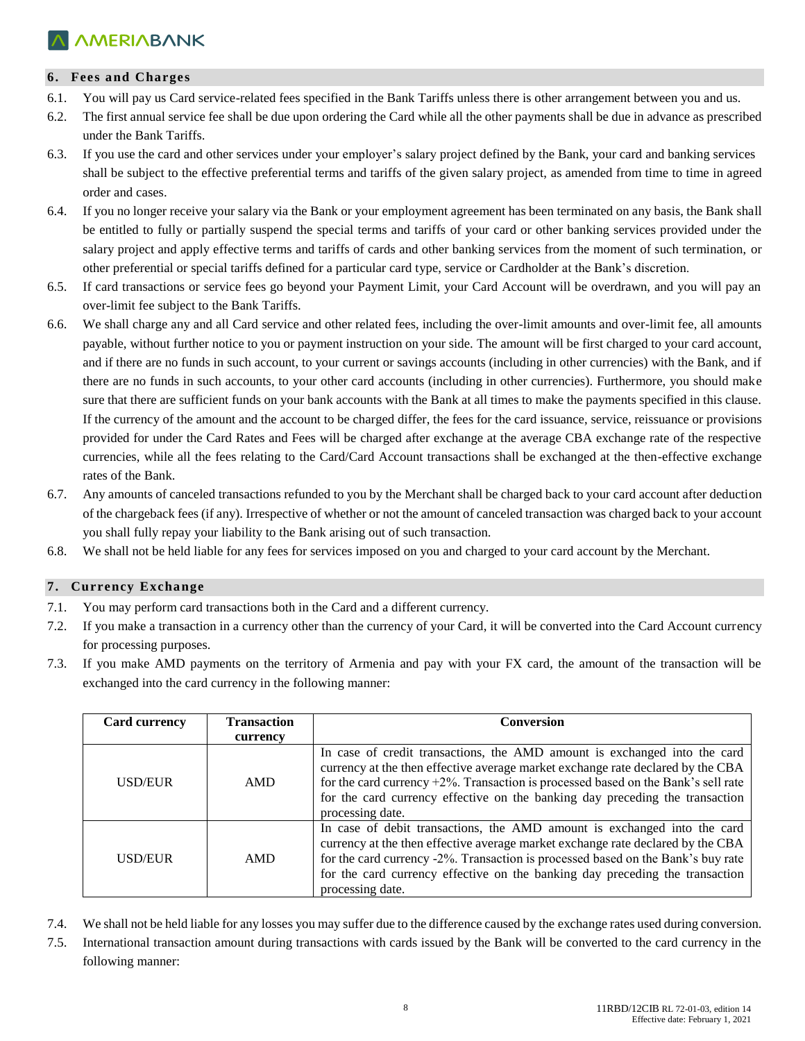## 6. Fees and Charges

6.1. You will pay us Card service-related fees specified in the Bank Tariffs unless there is other arrangement between you and us.

6.2. The first annual service fee shall be due upon ordering the Card while all the other payments shall be due in advance as prescribed under the Bank Tariffs.

6.3. If you use the card and other services under your employer's salary project defined by the Bank, your card and banking services shall be subject to the effective preferential terms and tariffs of the given salary project, as amended from time to time in agreed order and cases.

6.4. If you no longer receive your salary via the Bank or your employment agreement has been terminated on any basis, the Bank shall be entitled to fully or partially suspend the special terms and tariffs of your card or other banking services provided under the salary project and apply effective terms and tariffs of cards and other banking services from the moment of such termination, or other preferential or special tariffs defined for a particular card type, service or Cardholder at the Bank's discretion.

6.5. If card transactions or service fees go beyond your Payment Limit, your Card Account will be overdrawn, and you will pay an over-limit fee subject to the Bank Tariffs.

6.6. We shall charge any and all Card service and other related fees, including the over-limit amounts and over-limit fee, all amounts payable, without further notice to you or payment instruction on your side. The amount will be first charged to your card account, and if there are no funds in such account, to your current or savings accounts (including in other currencies) with the Bank, and if there are no funds in such accounts, to your other card accounts (including in other currencies). Furthermore, you should make sure that there are sufficient funds on your bank accounts with the Bank at all times to make the payments specified in this clause. If the currency of the amount and the account to be charged differ, the fees for the card issuance, service, reissuance or provisions provided for under the Card Rates and Fees will be charged after exchange at the average CBA exchange rate of the respective currencies, while all the fees relating to the Card/Card Account transactions shall be exchanged at the then-effective exchange rates of the Bank.

6.7. Any amounts of canceled transactions refunded to you by the Merchant shall be charged back to your card account after deduction of the chargeback fees (if any). Irrespective of whether or not the amount of canceled transaction was charged back to your account you shall fully repay your liability to the Bank arising out of such transaction.

6.8. We shall not be held liable for any fees for services imposed on you and charged to your card account by the Merchant.

## 7. Currency Exchange

7.1. You may perform card transactions both in the Card and a different currency.

7.2. If you make a transaction in a currency other than the currency of your Card, it will be converted into the Card Account currency for processing purposes.

7.3. If you make AMD payments on the territory of Armenia and pay with your FX card, the amount of the transaction will be exchanged into the card currency in the following manner:

| Card currency | Transaction currency | Conversion |
|---|---|---|
| USD/EUR | AMD | In case of credit transactions, the AMD amount is exchanged into the card currency at the then effective average market exchange rate declared by the CBA for the card currency +2%. Transaction is processed based on the Bank's sell rate for the card currency effective on the banking day preceding the transaction processing date. |
| USD/EUR | AMD | In case of debit transactions, the AMD amount is exchanged into the card currency at the then effective average market exchange rate declared by the CBA for the card currency -2%. Transaction is processed based on the Bank's buy rate for the card currency effective on the banking day preceding the transaction processing date. |

7.4. We shall not be held liable for any losses you may suffer due to the difference caused by the exchange rates used during conversion.

7.5. International transaction amount during transactions with cards issued by the Bank will be converted to the card currency in the following manner: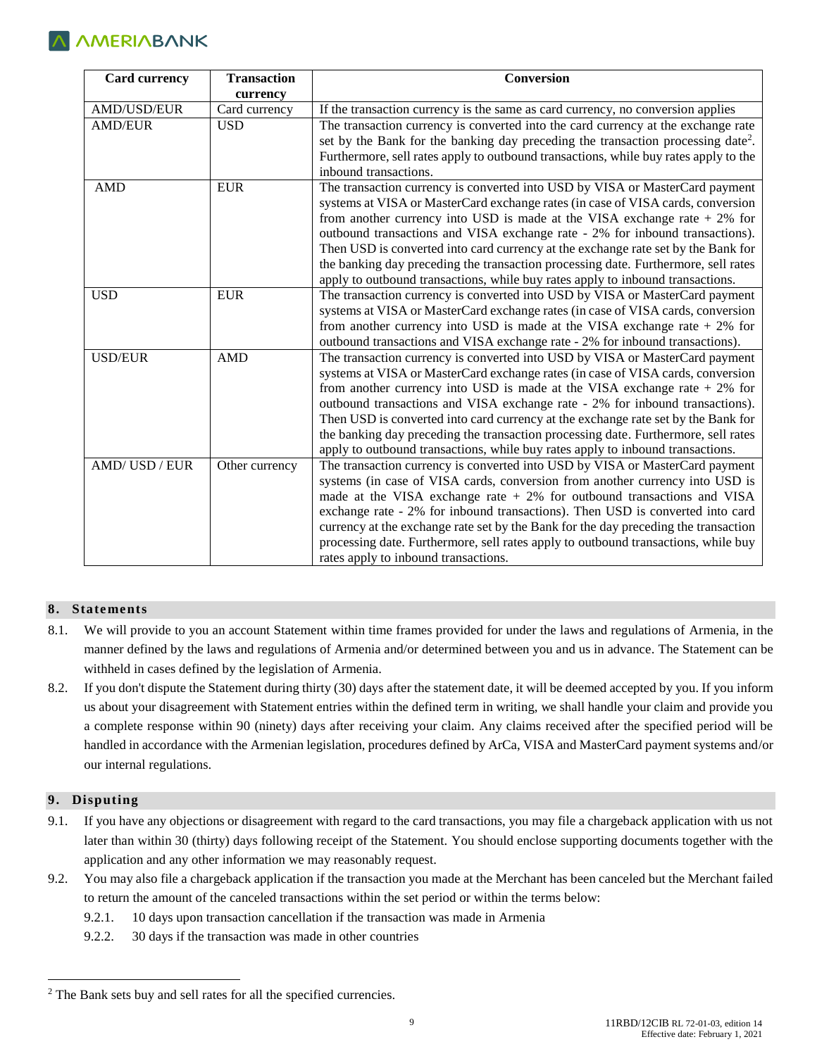| Card currency | Transaction currency | Conversion |
|---|---|---|
| AMD/USD/EUR | Card currency | If the transaction currency is the same as card currency, no conversion applies |
| AMD/EUR | USD | The transaction currency is converted into the card currency at the exchange rate set by the Bank for the banking day preceding the transaction processing date[2]. Furthermore, sell rates apply to outbound transactions, while buy rates apply to the inbound transactions. |
| AMD | EUR | The transaction currency is converted into USD by VISA or MasterCard payment systems at VISA or MasterCard exchange rates (in case of VISA cards, conversion from another currency into USD is made at the VISA exchange rate + 2% for outbound transactions and VISA exchange rate - 2% for inbound transactions). Then USD is converted into card currency at the exchange rate set by the Bank for the banking day preceding the transaction processing date. Furthermore, sell rates apply to outbound transactions, while buy rates apply to inbound transactions. |
| USD | EUR | The transaction currency is converted into USD by VISA or MasterCard payment systems at VISA or MasterCard exchange rates (in case of VISA cards, conversion from another currency into USD is made at the VISA exchange rate + 2% for outbound transactions and VISA exchange rate - 2% for inbound transactions). |
| USD/EUR | AMD | The transaction currency is converted into USD by VISA or MasterCard payment systems at VISA or MasterCard exchange rates (in case of VISA cards, conversion from another currency into USD is made at the VISA exchange rate + 2% for outbound transactions and VISA exchange rate - 2% for inbound transactions). Then USD is converted into card currency at the exchange rate set by the Bank for the banking day preceding the transaction processing date. Furthermore, sell rates apply to outbound transactions, while buy rates apply to inbound transactions. |
| AMD/ USD / EUR | Other currency | The transaction currency is converted into USD by VISA or MasterCard payment systems (in case of VISA cards, conversion from another currency into USD is made at the VISA exchange rate + 2% for outbound transactions and VISA exchange rate - 2% for inbound transactions). Then USD is converted into card currency at the exchange rate set by the Bank for the day preceding the transaction processing date. Furthermore, sell rates apply to outbound transactions, while buy rates apply to inbound transactions. |

## 8. Statements

8.1. We will provide to you an account Statement within time frames provided for under the laws and regulations of Armenia, in the manner defined by the laws and regulations of Armenia and/or determined between you and us in advance. The Statement can be withheld in cases defined by the legislation of Armenia.

8.2. If you don't dispute the Statement during thirty (30) days after the statement date, it will be deemed accepted by you. If you inform us about your disagreement with Statement entries within the defined term in writing, we shall handle your claim and provide you a complete response within 90 (ninety) days after receiving your claim. Any claims received after the specified period will be handled in accordance with the Armenian legislation, procedures defined by ArCa, VISA and MasterCard payment systems and/or our internal regulations.

## 9. Disputing

9.1. If you have any objections or disagreement with regard to the card transactions, you may file a chargeback application with us not later than within 30 (thirty) days following receipt of the Statement. You should enclose supporting documents together with the application and any other information we may reasonably request.

9.2. You may also file a chargeback application if the transaction you made at the Merchant has been canceled but the Merchant failed to return the amount of the canceled transactions within the set period or within the terms below:

9.2.1. 10 days upon transaction cancellation if the transaction was made in Armenia

9.2.2. 30 days if the transaction was made in other countries

[2] The Bank sets buy and sell rates for all the specified currencies.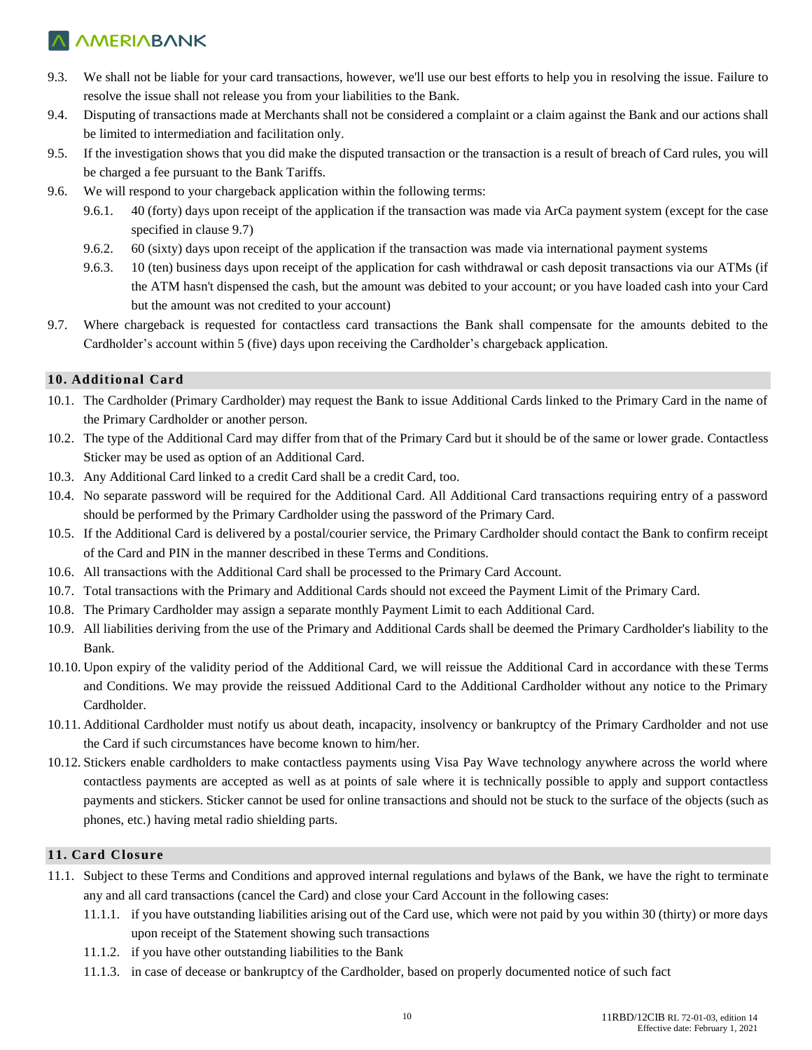9.3. We shall not be liable for your card transactions, however, we'll use our best efforts to help you in resolving the issue. Failure to resolve the issue shall not release you from your liabilities to the Bank.

9.4. Disputing of transactions made at Merchants shall not be considered a complaint or a claim against the Bank and our actions shall be limited to intermediation and facilitation only.

9.5. If the investigation shows that you did make the disputed transaction or the transaction is a result of breach of Card rules, you will be charged a fee pursuant to the Bank Tariffs.

9.6. We will respond to your chargeback application within the following terms:

- 9.6.1. 40 (forty) days upon receipt of the application if the transaction was made via ArCa payment system (except for the case specified in clause 9.7)
- 9.6.2. 60 (sixty) days upon receipt of the application if the transaction was made via international payment systems
- 9.6.3. 10 (ten) business days upon receipt of the application for cash withdrawal or cash deposit transactions via our ATMs (if the ATM hasn't dispensed the cash, but the amount was debited to your account; or you have loaded cash into your Card but the amount was not credited to your account)

9.7. Where chargeback is requested for contactless card transactions the Bank shall compensate for the amounts debited to the Cardholder's account within 5 (five) days upon receiving the Cardholder's chargeback application.

## 10. Additional Card

10.1. The Cardholder (Primary Cardholder) may request the Bank to issue Additional Cards linked to the Primary Card in the name of the Primary Cardholder or another person.

10.2. The type of the Additional Card may differ from that of the Primary Card but it should be of the same or lower grade. Contactless Sticker may be used as option of an Additional Card.

10.3. Any Additional Card linked to a credit Card shall be a credit Card, too.

10.4. No separate password will be required for the Additional Card. All Additional Card transactions requiring entry of a password should be performed by the Primary Cardholder using the password of the Primary Card.

10.5. If the Additional Card is delivered by a postal/courier service, the Primary Cardholder should contact the Bank to confirm receipt of the Card and PIN in the manner described in these Terms and Conditions.

10.6. All transactions with the Additional Card shall be processed to the Primary Card Account.

10.7. Total transactions with the Primary and Additional Cards should not exceed the Payment Limit of the Primary Card.

10.8. The Primary Cardholder may assign a separate monthly Payment Limit to each Additional Card.

10.9. All liabilities deriving from the use of the Primary and Additional Cards shall be deemed the Primary Cardholder's liability to the Bank.

10.10. Upon expiry of the validity period of the Additional Card, we will reissue the Additional Card in accordance with these Terms and Conditions. We may provide the reissued Additional Card to the Additional Cardholder without any notice to the Primary Cardholder.

10.11. Additional Cardholder must notify us about death, incapacity, insolvency or bankruptcy of the Primary Cardholder and not use the Card if such circumstances have become known to him/her.

10.12. Stickers enable cardholders to make contactless payments using Visa Pay Wave technology anywhere across the world where contactless payments are accepted as well as at points of sale where it is technically possible to apply and support contactless payments and stickers. Sticker cannot be used for online transactions and should not be stuck to the surface of the objects (such as phones, etc.) having metal radio shielding parts.

## 11. Card Closure

11.1. Subject to these Terms and Conditions and approved internal regulations and bylaws of the Bank, we have the right to terminate any and all card transactions (cancel the Card) and close your Card Account in the following cases:

- 11.1.1. if you have outstanding liabilities arising out of the Card use, which were not paid by you within 30 (thirty) or more days upon receipt of the Statement showing such transactions
- 11.1.2. if you have other outstanding liabilities to the Bank
- 11.1.3. in case of decease or bankruptcy of the Cardholder, based on properly documented notice of such fact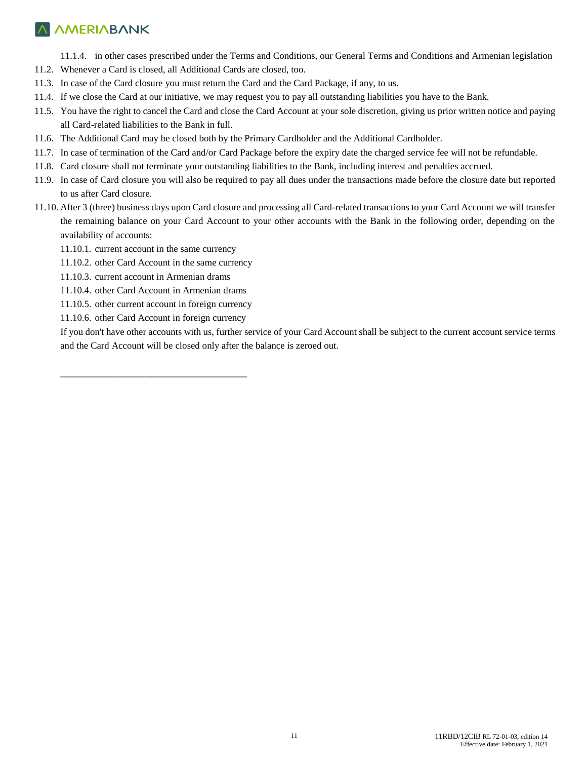11.1.4. in other cases prescribed under the Terms and Conditions, our General Terms and Conditions and Armenian legislation

11.2. Whenever a Card is closed, all Additional Cards are closed, too.

11.3. In case of the Card closure you must return the Card and the Card Package, if any, to us.

11.4. If we close the Card at our initiative, we may request you to pay all outstanding liabilities you have to the Bank.

11.5. You have the right to cancel the Card and close the Card Account at your sole discretion, giving us prior written notice and paying all Card-related liabilities to the Bank in full.

11.6. The Additional Card may be closed both by the Primary Cardholder and the Additional Cardholder.

11.7. In case of termination of the Card and/or Card Package before the expiry date the charged service fee will not be refundable.

11.8. Card closure shall not terminate your outstanding liabilities to the Bank, including interest and penalties accrued.

11.9. In case of Card closure you will also be required to pay all dues under the transactions made before the closure date but reported to us after Card closure.

11.10. After 3 (three) business days upon Card closure and processing all Card-related transactions to your Card Account we will transfer the remaining balance on your Card Account to your other accounts with the Bank in the following order, depending on the availability of accounts:

11.10.1. current account in the same currency

11.10.2. other Card Account in the same currency

11.10.3. current account in Armenian drams

11.10.4. other Card Account in Armenian drams

11.10.5. other current account in foreign currency

11.10.6. other Card Account in foreign currency

If you don't have other accounts with us, further service of your Card Account shall be subject to the current account service terms and the Card Account will be closed only after the balance is zeroed out.

______________________________________

11RBD/12CIB RL 72-01-03, edition 14
Effective date: February 1, 2021